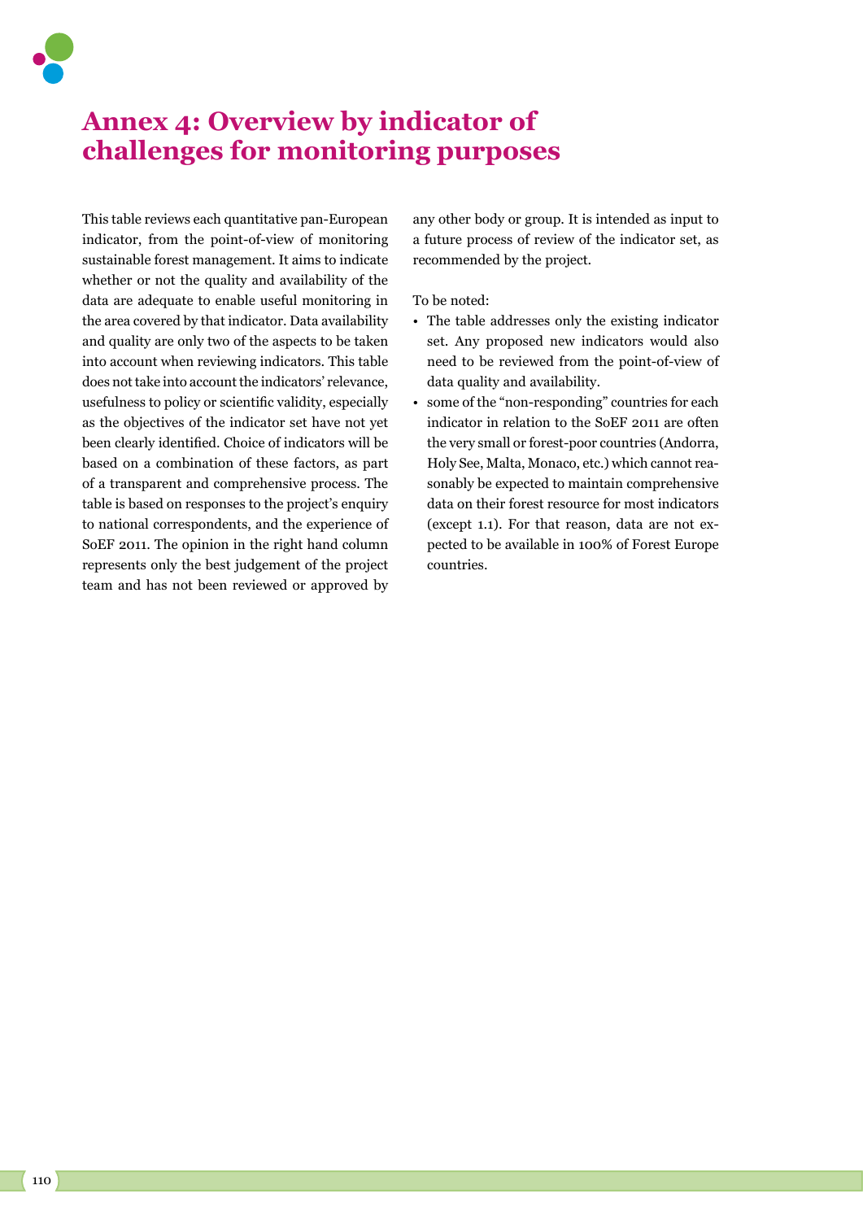# Annex 4: Overview by indicator of challenges for monitoring purposes

This table reviews each quantitative pan-European indicator, from the point-of-view of monitoring sustainable forest management. It aims to indicate whether or not the quality and availability of the data are adequate to enable useful monitoring in the area covered by that indicator. Data availability and quality are only two of the aspects to be taken into account when reviewing indicators. This table does not take into account the indicators' relevance, usefulness to policy or scientific validity, especially as the objectives of the indicator set have not yet been clearly identified. Choice of indicators will be based on a combination of these factors, as part of a transparent and comprehensive process. The table is based on responses to the project's enquiry to national correspondents, and the experience of SoEF 2011. The opinion in the right hand column represents only the best judgement of the project team and has not been reviewed or approved by any other body or group. It is intended as input to a future process of review of the indicator set, as recommended by the project.

To be noted:

- The table addresses only the existing indicator set. Any proposed new indicators would also need to be reviewed from the point-of-view of data quality and availability.
- some of the "non-responding" countries for each indicator in relation to the SoEF 2011 are often the very small or forest-poor countries (Andorra, Holy See, Malta, Monaco, etc.) which cannot reasonably be expected to maintain comprehensive data on their forest resource for most indicators (except 1.1). For that reason, data are not expected to be available in 100% of Forest Europe countries.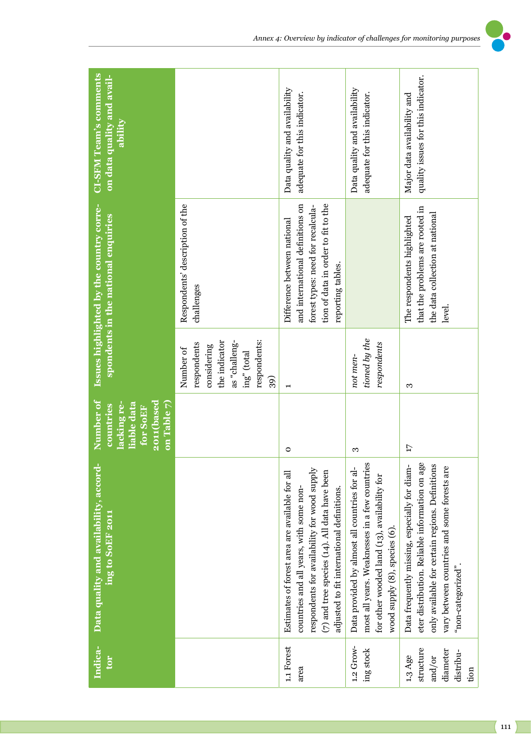| Indicator | Data quality and availability, according to SoEF 2011 | Number of countries lacking reliable data for SoEF 2011(based on Table 7) | Issues highlighted by the country correspondents in the national enquiries | | CI-SFM Team's comments on data quality and availability |
|---|---|---|---|---|---|
| | | | Number of respondents considering the indicator as "challenging" (total respondents: 39) | Respondents' description of the challenges | |
| 1.1 Forest area | Estimates of forest area are available for all countries and all years, with some non-respondents for availability for wood supply (7) and tree species (14). All data have been adjusted to fit international definitions. | 0 | 1 | Difference between national and international definitions on forest types: need for recalculation of data in order to fit to the reporting tables. | Data quality and availability adequate for this indicator. |
| 1.2 Growing stock | Data provided by almost all countries for almost all years. Weaknesses in a few countries for other wooded land (13), availability for wood supply (8), species (6). | 3 | *not mentioned by the respondents* | | Data quality and availability adequate for this indicator. |
| 1.3 Age structure and/or diameter distribution | Data frequently missing, especially for diameter distribution. Reliable information on age only available for certain regions. Definitions vary between countries and some forests are "non-categorized". | 17 | 3 | The respondents highlighted that the problems are rooted in the data collection at national level. | Major data availability and quality issues for this indicator. |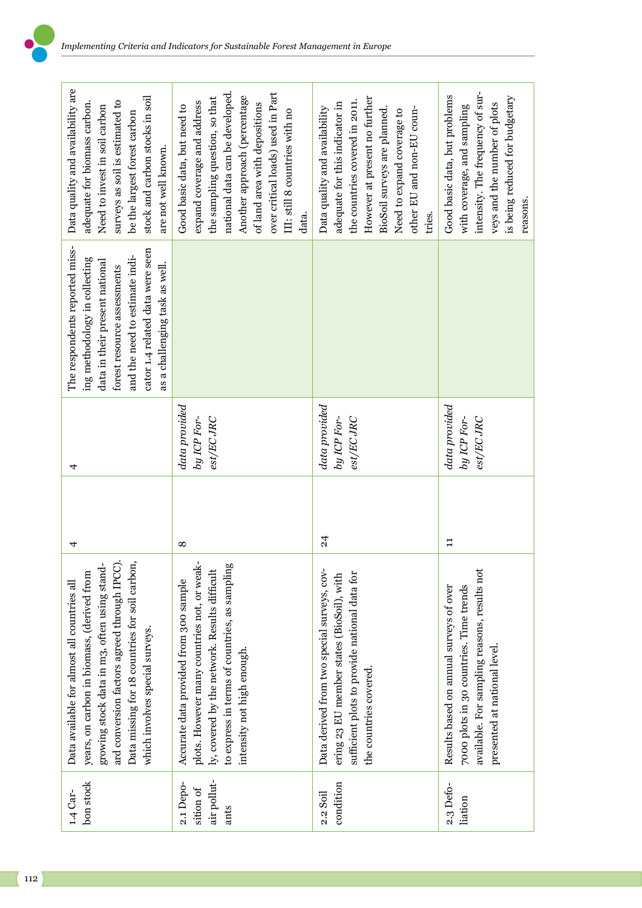| 1.4 Carbon stock | Data available for almost all countries all years, on carbon in biomass, (derived from growing stock data in m3, often using standard conversion factors agreed through IPCC). Data missing for 18 countries for soil carbon, which involves special surveys. | 4 | 4 | The respondents reported missing methodology in collecting data in their present national forest resource assessments and the need to estimate indicator 1.4 related data were seen as a challenging task as well. | Data quality and availability are adequate for biomass carbon. Need to invest in soil carbon surveys as soil is estimated to be the largest forest carbon stock and carbon stocks in soil are not well known. |
|---|---|---|---|---|---|
| 2.1 Deposition of air pollutants | Accurate data provided from 300 sample plots. However many countries not, or weakly, covered by the network. Results difficult to express in terms of countries, as sampling intensity not high enough. | 8 | *data provided by ICP Forest/EC JRC* | | Good basic data, but need to expand coverage and address the sampling question, so that national data can be developed. Another approach (percentage of land area with depositions over critical loads) used in Part III: still 8 countries with no data. |
| 2.2 Soil condition | Data derived from two special surveys, covering 23 EU member states (BioSoil), with sufficient plots to provide national data for the countries covered. | 24 | *data provided by ICP Forest/EC JRC* | | Data quality and availability adequate for this indicator in the countries covered in 2011. However at present no further BioSoil surveys are planned. Need to expand coverage to other EU and non-EU countries. |
| 2.3 Defoliation | Results based on annual surveys of over 7000 plots in 30 countries. Time trends available. For sampling reasons, results not presented at national level. | 11 | *data provided by ICP Forest/EC JRC* | | Good basic data, but problems with coverage, and sampling intensity. The frequency of surveys and the number of plots is being reduced for budgetary reasons. |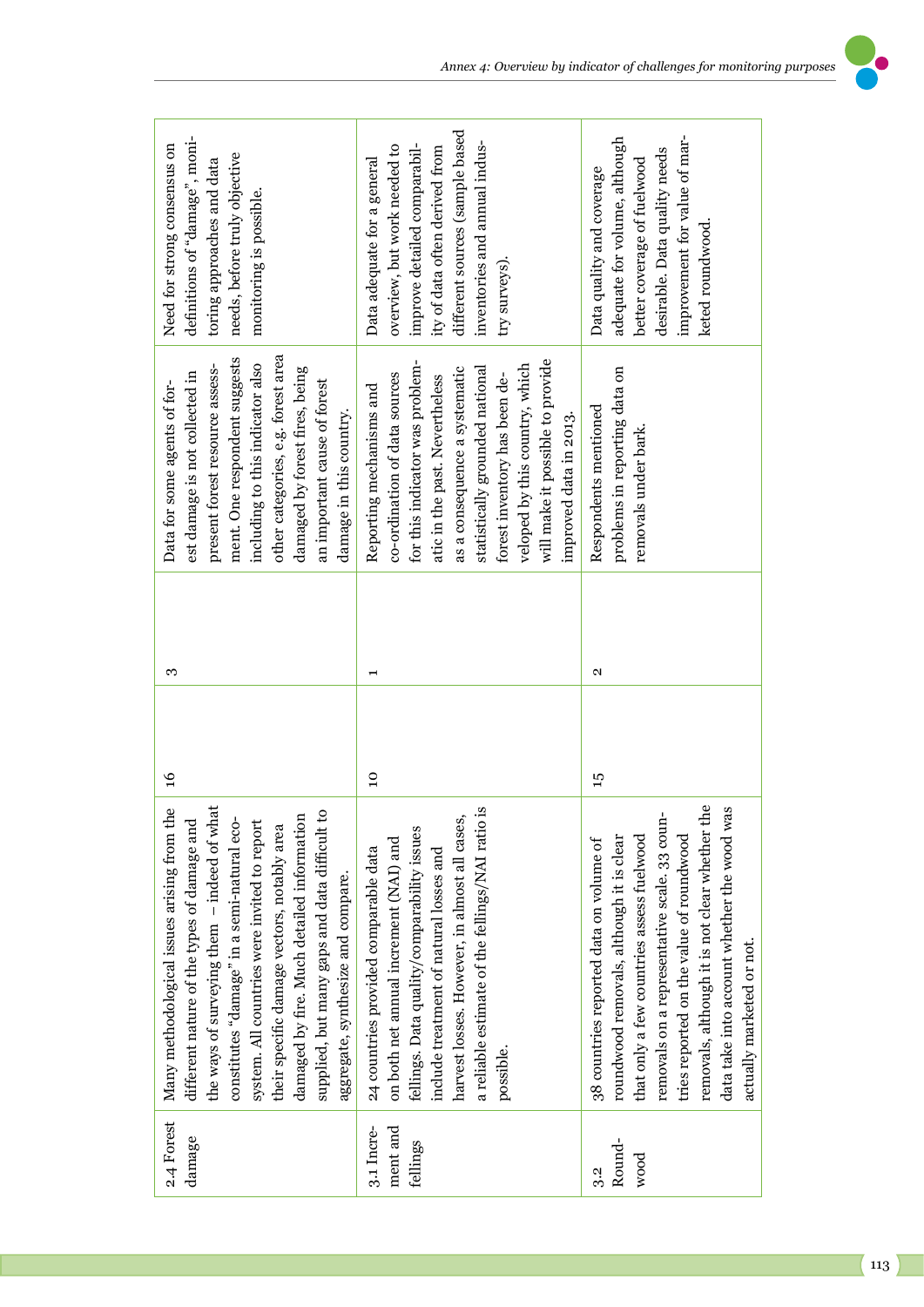| | | | | | |
|---|---|---|---|---|---|
| 2.4 Forest damage | Many methodological issues arising from the different nature of the types of damage and the ways of surveying them – indeed of what constitutes "damage" in a semi-natural ecosystem. All countries were invited to report their specific damage vectors, notably area damaged by fire. Much detailed information supplied, but many gaps and data difficult to aggregate, synthesize and compare. | 16 | 3 | Data for some agents of forest damage is not collected in present forest resource assessment. One respondent suggests including to this indicator also other categories, e.g. forest area damaged by forest fires, being an important cause of forest damage in this country. | Need for strong consensus on definitions of "damage", monitoring approaches and data needs, before truly objective monitoring is possible. |
| 3.1 Increment and fellings | 24 countries provided comparable data on both net annual increment (NAI) and fellings. Data quality/comparability issues include treatment of natural losses and harvest losses. However, in almost all cases, a reliable estimate of the fellings/NAI ratio is possible. | 10 | 1 | Reporting mechanisms and co-ordination of data sources for this indicator was problematic in the past. Nevertheless as a consequence a systematic statistically grounded national forest inventory has been developed by this country, which will make it possible to provide improved data in 2013. | Data adequate for a general overview, but work needed to improve detailed comparability of data often derived from different sources (sample based inventories and annual industry surveys). |
| 3.2 Roundwood | 38 countries reported data on volume of roundwood removals, although it is clear that only a few countries assess fuelwood removals on a representative scale. 33 countries reported on the value of roundwood removals, although it is not clear whether the data take into account whether the wood was actually marketed or not. | 15 | 2 | Respondents mentioned problems in reporting data on removals under bark. | Data quality and coverage adequate for volume, although better coverage of fuelwood desirable. Data quality needs improvement for value of marketed roundwood. |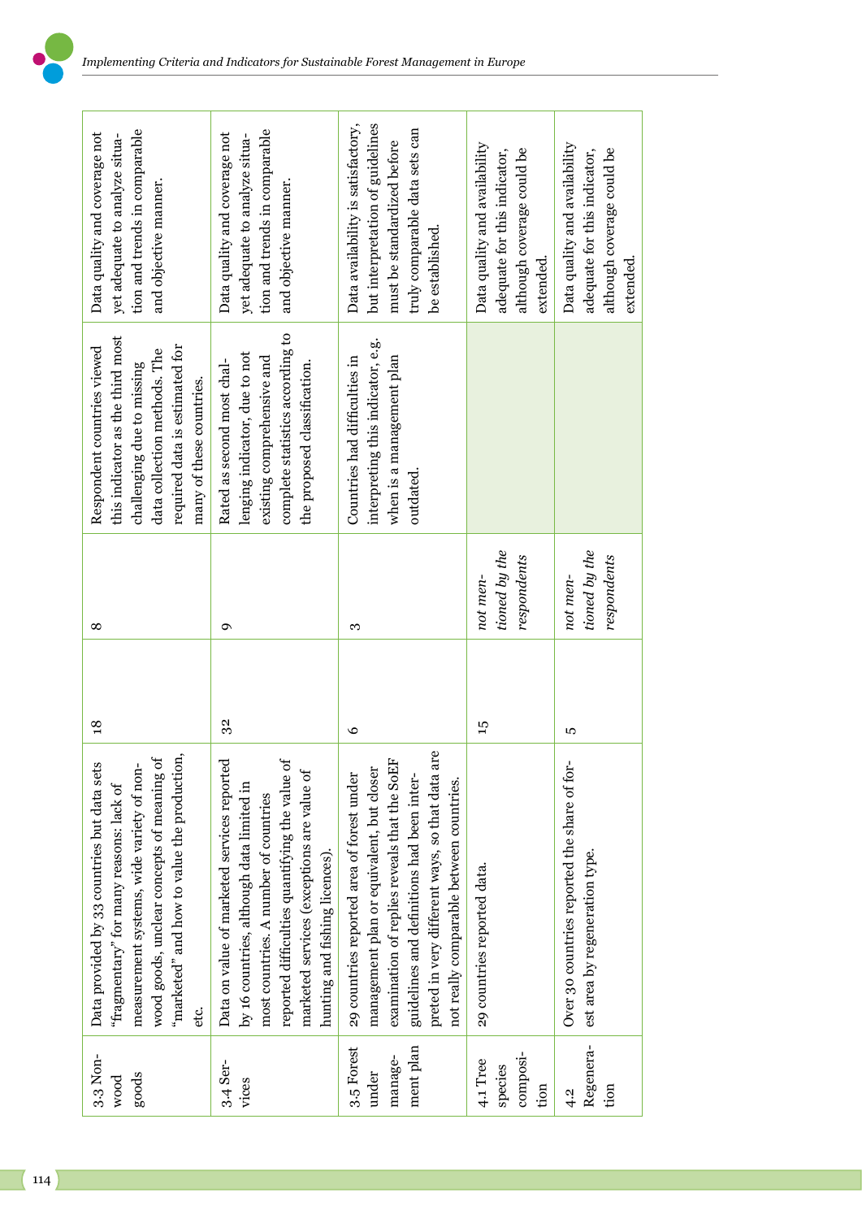| | | | | | |
|---|---|---|---|---|---|
| 3.3 Non-wood goods | Data provided by 33 countries but data sets "fragmentary" for many reasons: lack of measurement systems, wide variety of non-wood goods, unclear concepts of meaning of "marketed" and how to value the production, etc. | 18 | 8 | Respondent countries viewed this indicator as the third most challenging due to missing data collection methods. The required data is estimated for many of these countries. | Data quality and coverage not yet adequate to analyze situation and trends in comparable and objective manner. |
| 3.4 Services | Data on value of marketed services reported by 16 countries, although data limited in most countries. A number of countries reported difficulties quantifying the value of marketed services (exceptions are value of hunting and fishing licences). | 32 | 9 | Rated as second most challenging indicator, due to not existing comprehensive and complete statistics according to the proposed classification. | Data quality and coverage not yet adequate to analyze situation and trends in comparable and objective manner. |
| 3.5 Forest under management plan | 29 countries reported area of forest under management plan or equivalent, but closer examination of replies reveals that the SoEF guidelines and definitions had been interpreted in very different ways, so that data are not really comparable between countries. | 6 | 3 | Countries had difficulties in interpreting this indicator, e.g. when is a management plan outdated. | Data availability is satisfactory, but interpretation of guidelines must be standardized before truly comparable data sets can be established. |
| 4.1 Tree species composition | 29 countries reported data. | 15 | *not mentioned by the respondents* | | Data quality and availability adequate for this indicator, although coverage could be extended. |
| 4.2 Regeneration | Over 30 countries reported the share of forest area by regeneration type. | 5 | *not mentioned by the respondents* | | Data quality and availability adequate for this indicator, although coverage could be extended. |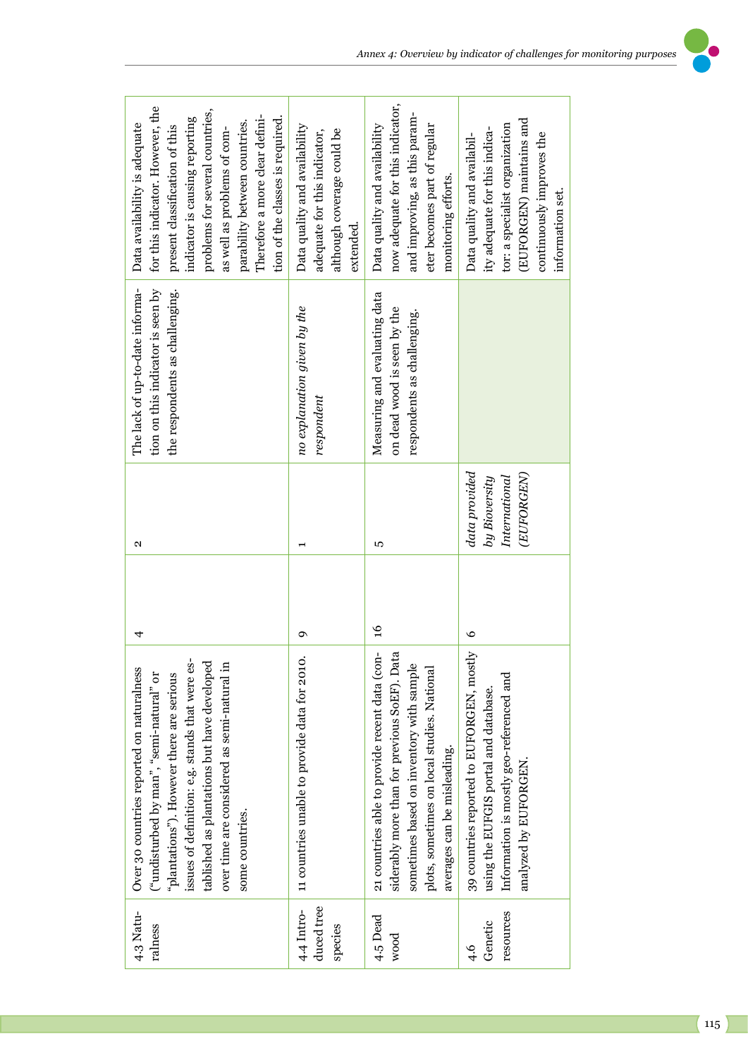| 4.3 Naturalness | Over 30 countries reported on naturalness ("undisturbed by man", "semi-natural" or "plantations"). However there are serious issues of definition: e.g. stands that were established as plantations but have developed over time are considered as semi-natural in some countries. | 4 | | 2 | The lack of up-to-date information on this indicator is seen by the respondents as challenging. | Data availability is adequate for this indicator. However, the present classification of this indicator is causing reporting problems for several countries, as well as problems of comparability between countries. Therefore a more clear definition of the classes is required. |
|---|---|---|---|---|---|---|
| 4.4 Introduced tree species | 11 countries unable to provide data for 2010. | 9 | | 1 | *no explanation given by the respondent* | Data quality and availability adequate for this indicator, although coverage could be extended. |
| 4.5 Dead wood | 21 countries able to provide recent data (considerably more than for previous SoEF). Data sometimes based on inventory with sample plots, sometimes on local studies. National averages can be misleading. | 16 | | 5 | Measuring and evaluating data on dead wood is seen by the respondents as challenging. | Data quality and availability now adequate for this indicator, and improving, as this parameter becomes part of regular monitoring efforts. |
| 4.6 Genetic resources | 39 countries reported to EUFORGEN, mostly using the EUFGIS portal and database. Information is mostly geo-referenced and analyzed by EUFORGEN. | 6 | | *data provided by Bioversity International (EUFORGEN)* | | Data quality and availability adequate for this indicator: a specialist organization (EUFORGEN) maintains and continuously improves the information set. |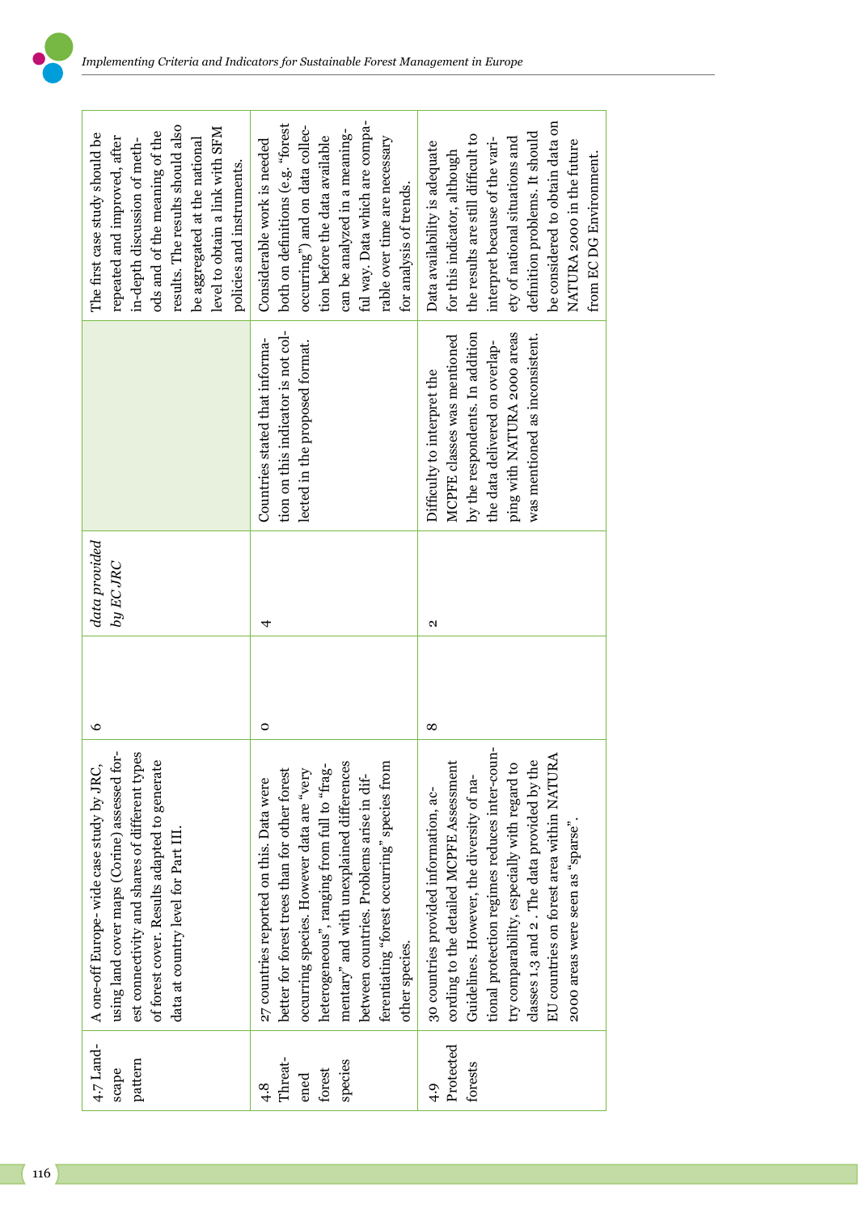| | | | | | | |
|---|---|---|---|---|---|---|
| 4.7 Landscape pattern | A one-off Europe- wide case study by JRC, using land cover maps (Corine) assessed forest connectivity and shares of different types of forest cover. Results adapted to generate data at country level for Part III. | 6 | | *data provided by EC JRC* | | The first case study should be repeated and improved, after in-depth discussion of methods and of the meaning of the results. The results should also be aggregated at the national level to obtain a link with SFM policies and instruments. |
| 4.8 Threatened forest species | 27 countries reported on this. Data were better for forest trees than for other forest occurring species. However data are "very heterogeneous", ranging from full to "fragmentary" and with unexplained differences between countries. Problems arise in differentiating "forest occurring" species from other species. | 0 | | 4 | Countries stated that information on this indicator is not collected in the proposed format. | Considerable work is needed both on definitions (e.g. "forest occurring") and on data collection before the data available can be analyzed in a meaningful way. Data which are comparable over time are necessary for analysis of trends. |
| 4.9 Protected forests | 30 countries provided information, according to the detailed MCPFE Assessment Guidelines. However, the diversity of national protection regimes reduces inter-country comparability, especially with regard to classes 1.3 and 2 . The data provided by the EU countries on forest area within NATURA 2000 areas were seen as "sparse". | 8 | | 2 | Difficulty to interpret the MCPFE classes was mentioned by the respondents. In addition the data delivered on overlapping with NATURA 2000 areas was mentioned as inconsistent. | Data availability is adequate for this indicator, although the results are still difficult to interpret because of the variety of national situations and definition problems. It should be considered to obtain data on NATURA 2000 in the future from EC DG Environment. |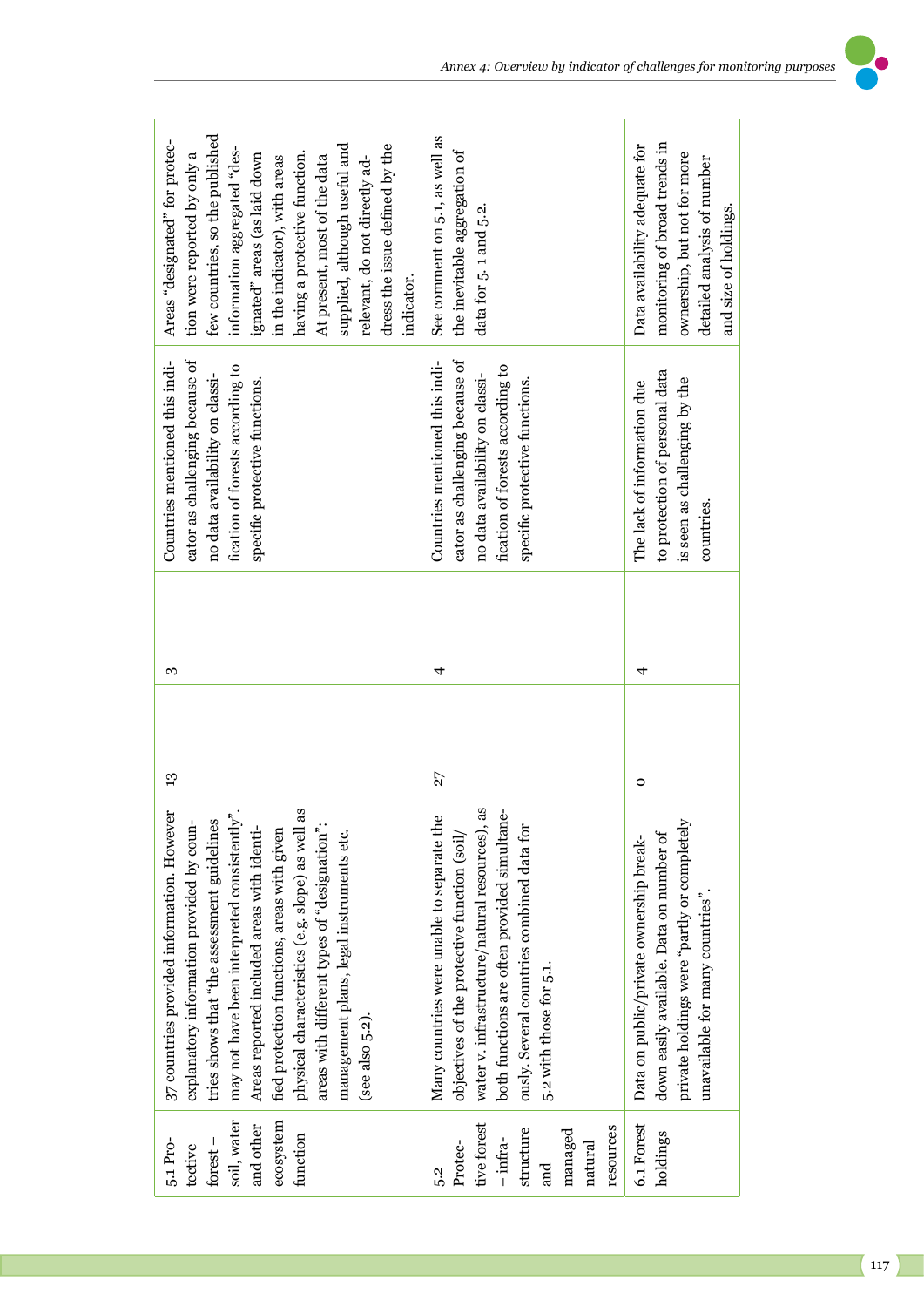| 5.1 Protective forest – soil, water and other ecosystem function | 37 countries provided information. However explanatory information provided by countries shows that "the assessment guidelines may not have been interpreted consistently". Areas reported included areas with identified protection functions, areas with given physical characteristics (e.g. slope) as well as areas with different types of "designation": management plans, legal instruments etc. (see also 5.2). | 13 | | 3 | Countries mentioned this indicator as challenging because of no data availability on classification of forests according to specific protective functions. | Areas "designated" for protection were reported by only a few countries, so the published information aggregated "designated" areas (as laid down in the indicator), with areas having a protective function. At present, most of the data supplied, although useful and relevant, do not directly address the issue defined by the indicator. |
|---|---|---|---|---|---|---|
| 5.2 Protective forest – infrastructure and managed natural resources | Many countries were unable to separate the objectives of the protective function (soil/water v. infrastructure/natural resources), as both functions are often provided simultaneously. Several countries combined data for 5.2 with those for 5.1. | 27 | | 4 | Countries mentioned this indicator as challenging because of no data availability on classification of forests according to specific protective functions. | See comment on 5.1, as well as the inevitable aggregation of data for 5. 1 and 5.2. |
| 6.1 Forest holdings | Data on public/private ownership breakdown easily available. Data on number of private holdings were "partly or completely unavailable for many countries". | 0 | | 4 | The lack of information due to protection of personal data is seen as challenging by the countries. | Data availability adequate for monitoring of broad trends in ownership, but not for more detailed analysis of number and size of holdings. |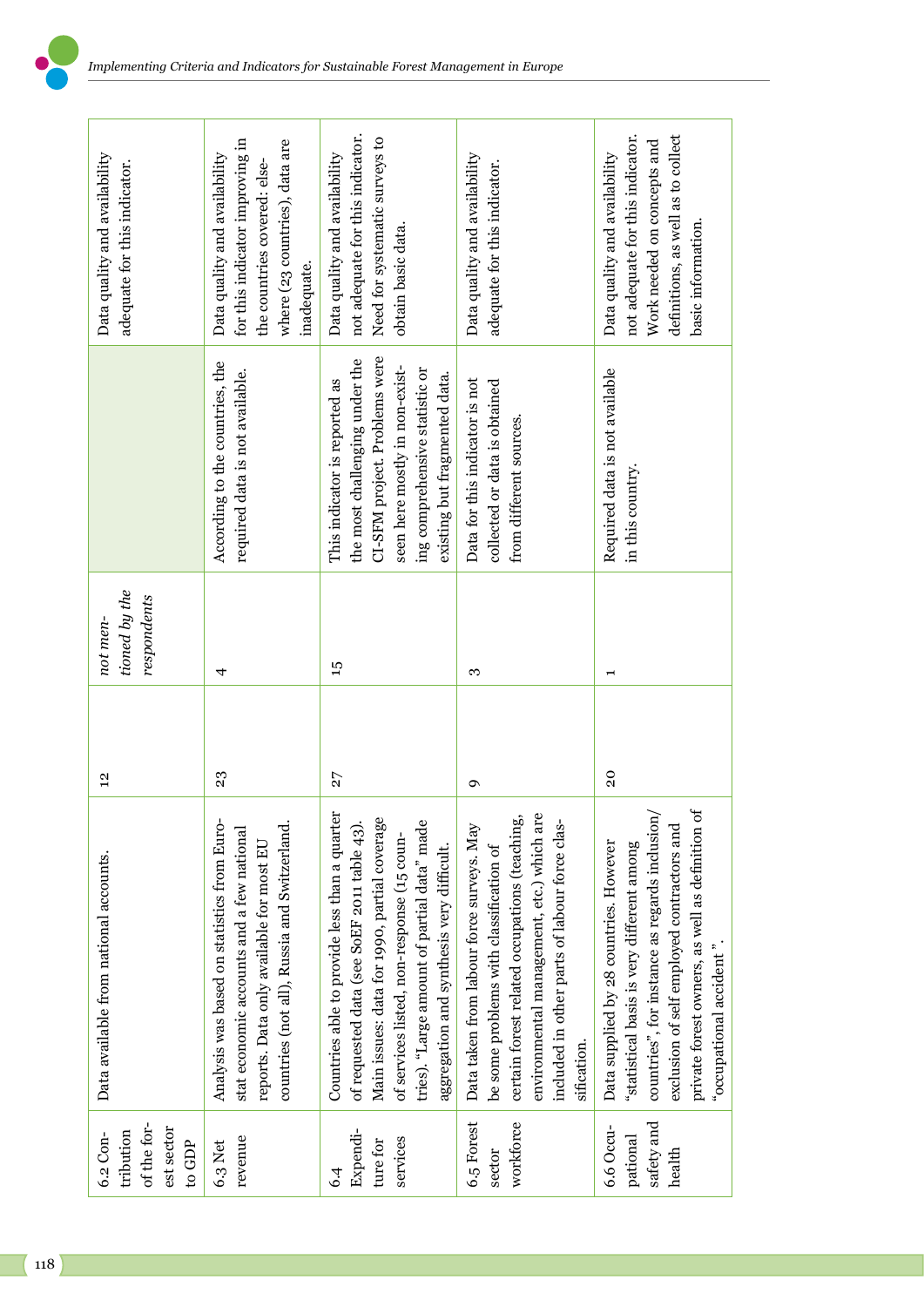| | | | | | |
|---|---|---|---|---|---|
| 6.2 Contribution of the forest sector to GDP | Data available from national accounts. | 12 | | | Data quality and availability adequate for this indicator. |
| 6.3 Net revenue | Analysis was based on statistics from Eurostat economic accounts and a few national reports. Data only available for most EU countries (not all), Russia and Switzerland. | 23 | 4 | According to the countries, the required data is not available. | Data quality and availability for this indicator improving in the countries covered: elsewhere (23 countries), data are inadequate. |
| 6.4 Expenditure for services | Countries able to provide less than a quarter of requested data (see SoEF 2011 table 43). Main issues: data for 1990, partial coverage of services listed, non-response (15 countries). "Large amount of partial data" made aggregation and synthesis very difficult. | 27 | 15 | This indicator is reported as the most challenging under the CI-SFM project. Problems were seen here mostly in non-existing comprehensive statistic or existing but fragmented data. | Data quality and availability not adequate for this indicator. Need for systematic surveys to obtain basic data. |
| 6.5 Forest sector workforce | Data taken from labour force surveys. May be some problems with classification of certain forest related occupations (teaching, environmental management, etc.) which are included in other parts of labour force classification. | 9 | 3 | Data for this indicator is not collected or data is obtained from different sources. | Data quality and availability adequate for this indicator. |
| 6.6 Occupational safety and health | Data supplied by 28 countries. However "statistical basis is very different among countries", for instance as regards inclusion/exclusion of self employed contractors and private forest owners, as well as definition of "occupational accident". | 20 | 1 | Required data is not available in this country. | Data quality and availability not adequate for this indicator. Work needed on concepts and definitions, as well as to collect basic information. |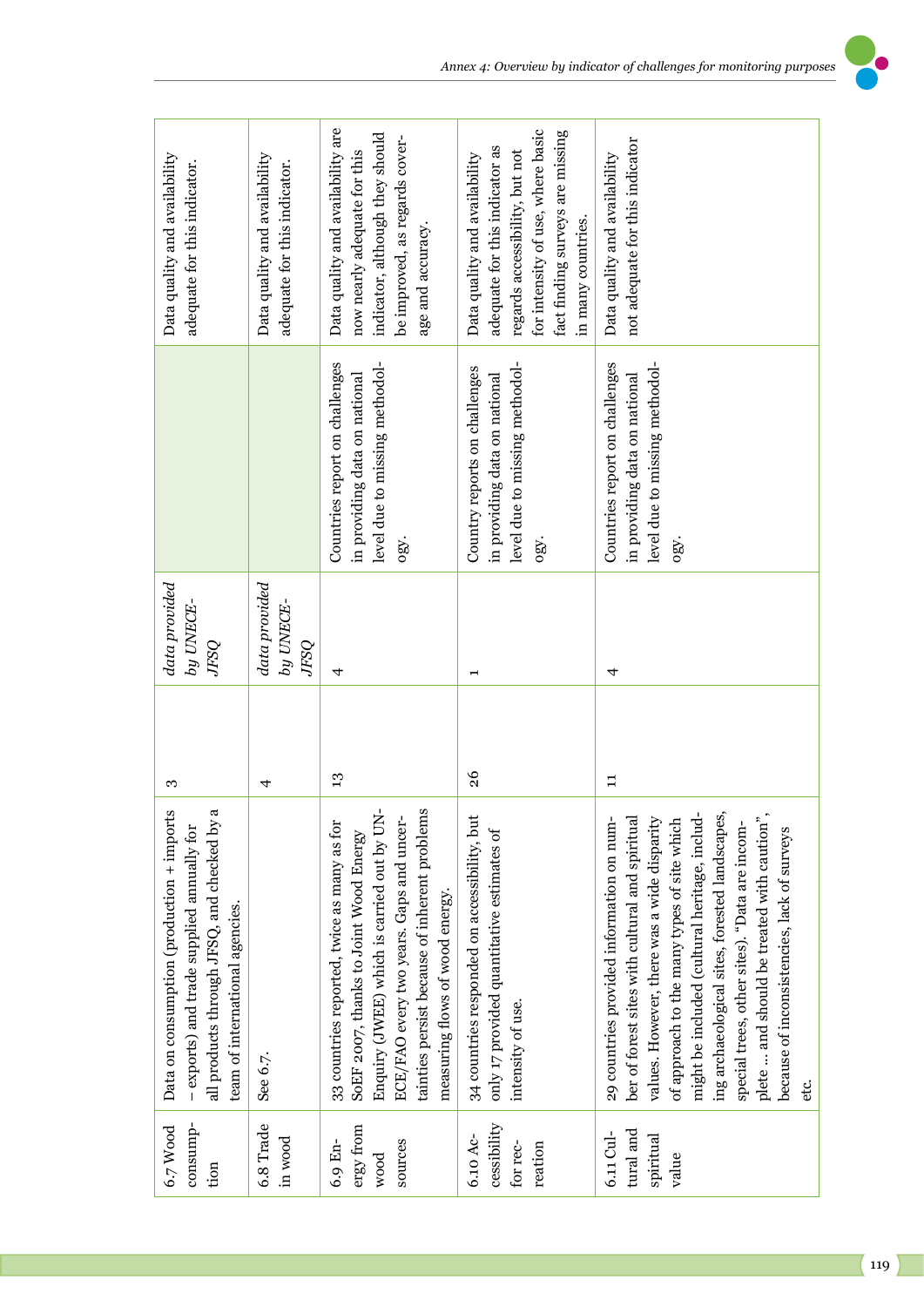| | | | | | | |
|---|---|---|---|---|---|---|
| 6.7 Wood consumption | Data on consumption (production + imports – exports) and trade supplied annually for all products through JFSQ, and checked by a team of international agencies. | 3 | | *data provided by UNECE-JFSQ* | | Data quality and availability adequate for this indicator. |
| 6.8 Trade in wood | See 6.7. | 4 | | *data provided by UNECE-JFSQ* | | Data quality and availability adequate for this indicator. |
| 6.9 Energy from wood sources | 33 countries reported, twice as many as for SoEF 2007, thanks to Joint Wood Energy Enquiry (JWEE) which is carried out by UNECE/FAO every two years. Gaps and uncertainties persist because of inherent problems measuring flows of wood energy. | 13 | | 4 | Countries report on challenges in providing data on national level due to missing methodology. | Data quality and availability are now nearly adequate for this indicator, although they should be improved, as regards coverage and accuracy. |
| 6.10 Accessibility for recreation | 34 countries responded on accessibility, but only 17 provided quantitative estimates of intensity of use. | 26 | | 1 | Country reports on challenges in providing data on national level due to missing methodology. | Data quality and availability adequate for this indicator as regards accessibility, but not for intensity of use, where basic fact finding surveys are missing in many countries. |
| 6.11 Cultural and spiritual value | 29 countries provided information on number of forest sites with cultural and spiritual values. However, there was a wide disparity of approach to the many types of site which might be included (cultural heritage, including archaeological sites, forested landscapes, special trees, other sites). "Data are incomplete … and should be treated with caution", because of inconsistencies, lack of surveys etc. | 11 | | 4 | Countries report on challenges in providing data on national level due to missing methodology. | Data quality and availability not adequate for this indicator |